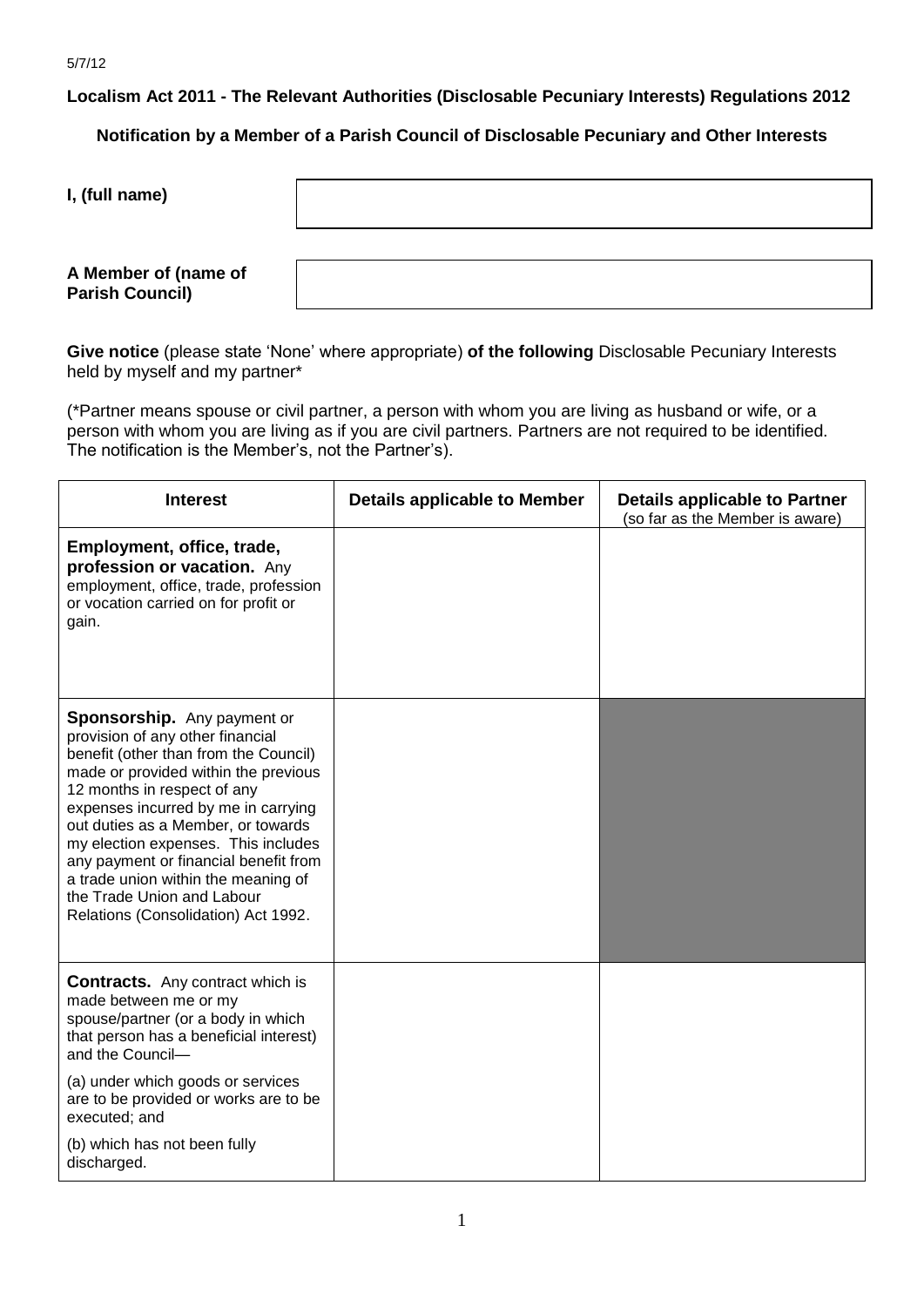5/7/12

**Localism Act 2011 - The Relevant Authorities (Disclosable Pecuniary Interests) Regulations 2012**

**Notification by a Member of a Parish Council of Disclosable Pecuniary and Other Interests**

| **I, (full name)** | |
|---|---|
| **A Member of (name of Parish Council)** | |

**Give notice** (please state 'None' where appropriate) **of the following** Disclosable Pecuniary Interests held by myself and my partner*

(*Partner means spouse or civil partner, a person with whom you are living as husband or wife, or a person with whom you are living as if you are civil partners. Partners are not required to be identified. The notification is the Member's, not the Partner's).

| Interest | Details applicable to Member | Details applicable to Partner (so far as the Member is aware) |
|---|---|---|
| **Employment, office, trade, profession or vacation.** Any employment, office, trade, profession or vocation carried on for profit or gain. | | |
| **Sponsorship.** Any payment or provision of any other financial benefit (other than from the Council) made or provided within the previous 12 months in respect of any expenses incurred by me in carrying out duties as a Member, or towards my election expenses. This includes any payment or financial benefit from a trade union within the meaning of the Trade Union and Labour Relations (Consolidation) Act 1992. | | |
| **Contracts.** Any contract which is made between me or my spouse/partner (or a body in which that person has a beneficial interest) and the Council—<br><br>(a) under which goods or services are to be provided or works are to be executed; and<br><br>(b) which has not been fully discharged. | | |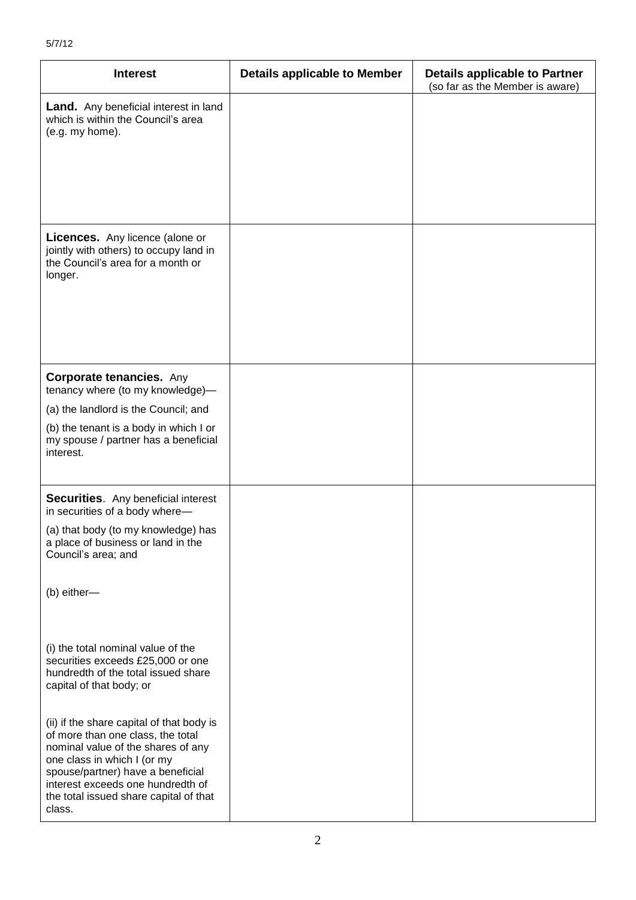5/7/12

| Interest | Details applicable to Member | Details applicable to Partner (so far as the Member is aware) |
|---|---|---|
| **Land.** Any beneficial interest in land which is within the Council's area (e.g. my home). | | |
| **Licences.** Any licence (alone or jointly with others) to occupy land in the Council's area for a month or longer. | | |
| **Corporate tenancies.** Any tenancy where (to my knowledge)—<br>(a) the landlord is the Council; and<br>(b) the tenant is a body in which I or my spouse / partner has a beneficial interest. | | |
| **Securities**. Any beneficial interest in securities of a body where—<br>(a) that body (to my knowledge) has a place of business or land in the Council's area; and<br>(b) either—<br>(i) the total nominal value of the securities exceeds £25,000 or one hundredth of the total issued share capital of that body; or<br>(ii) if the share capital of that body is of more than one class, the total nominal value of the shares of any one class in which I (or my spouse/partner) have a beneficial interest exceeds one hundredth of the total issued share capital of that class. | | |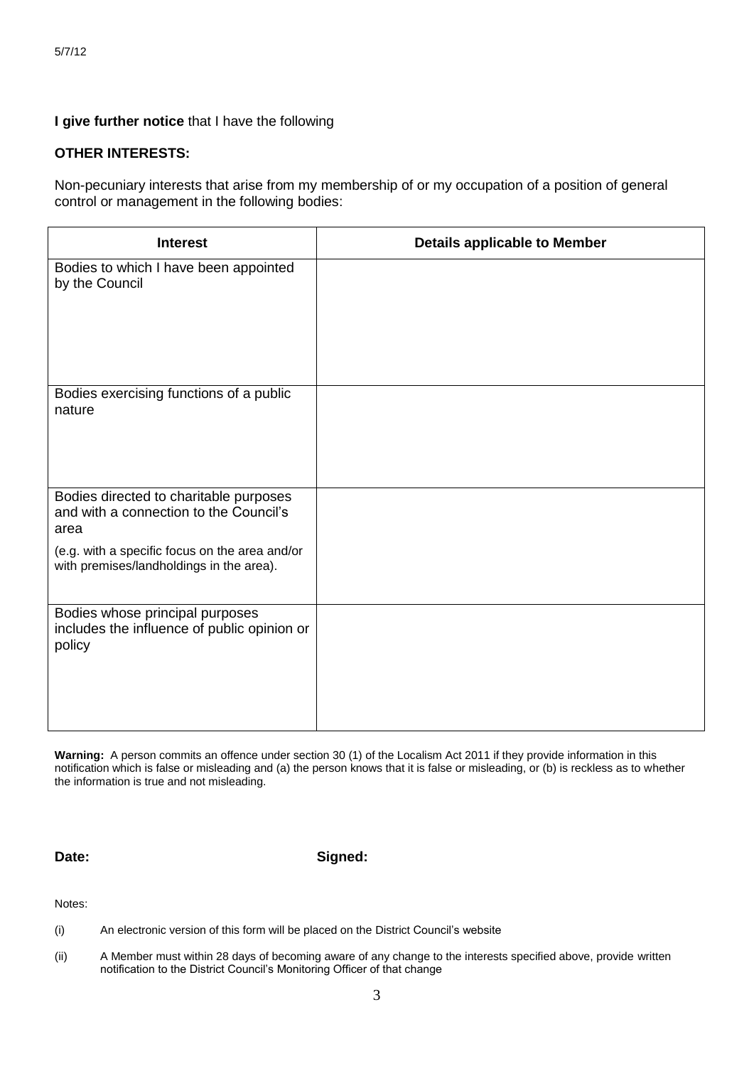**I give further notice** that I have the following

**OTHER INTERESTS:**

Non-pecuniary interests that arise from my membership of or my occupation of a position of general control or management in the following bodies:

| Interest | Details applicable to Member |
|---|---|
| Bodies to which I have been appointed by the Council | |
| Bodies exercising functions of a public nature | |
| Bodies directed to charitable purposes and with a connection to the Council's area<br><br>(e.g. with a specific focus on the area and/or with premises/landholdings in the area). | |
| Bodies whose principal purposes includes the influence of public opinion or policy | |

**Warning:** A person commits an offence under section 30 (1) of the Localism Act 2011 if they provide information in this notification which is false or misleading and (a) the person knows that it is false or misleading, or (b) is reckless as to whether the information is true and not misleading.

**Date:** **Signed:**

Notes:

(i) An electronic version of this form will be placed on the District Council's website

(ii) A Member must within 28 days of becoming aware of any change to the interests specified above, provide written notification to the District Council's Monitoring Officer of that change